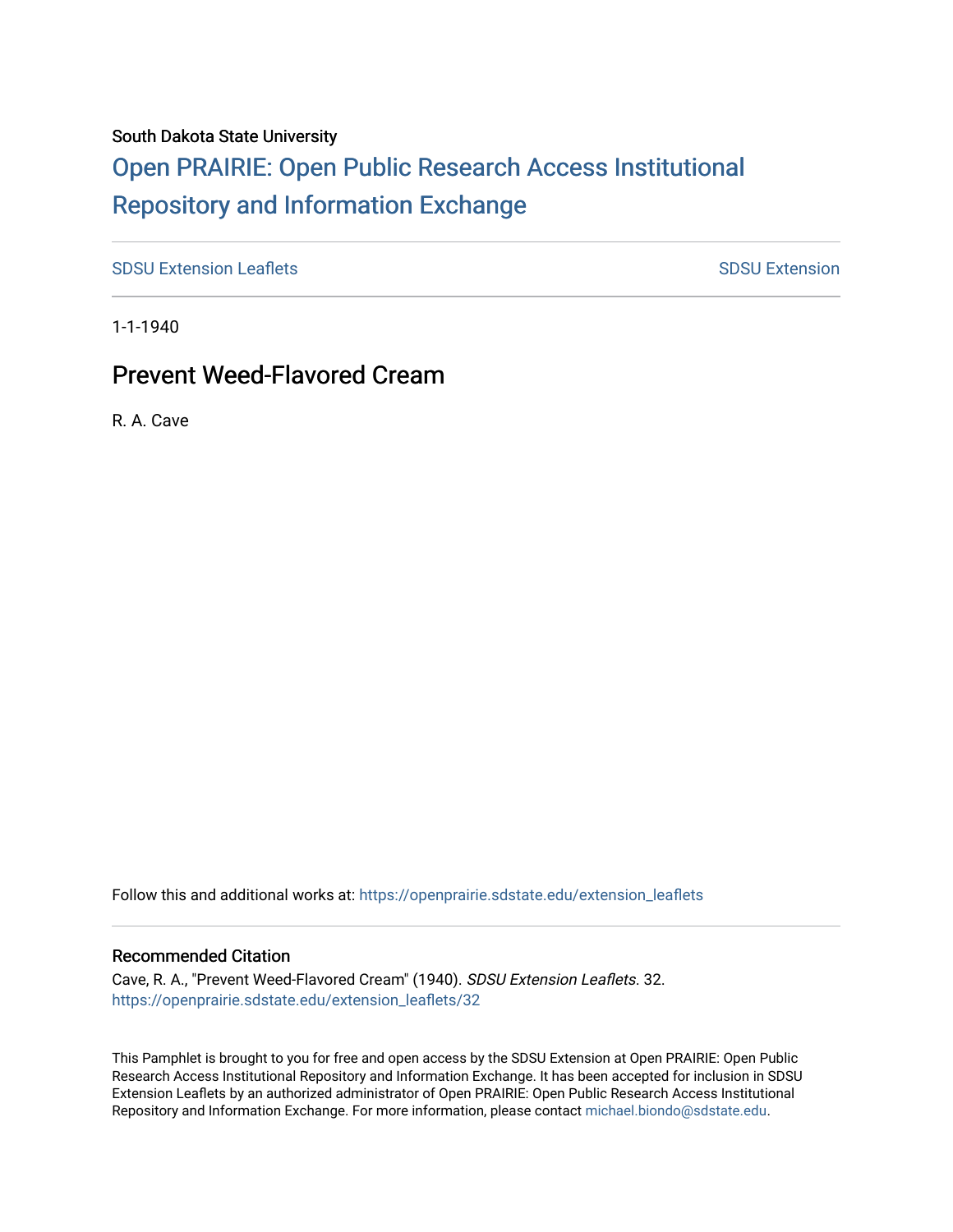South Dakota State University

# Open PRAIRIE: Open Public Research Access Institutional Repository and Information Exchange

SDSU Extension Leaflets | SDSU Extension

1-1-1940

## Prevent Weed-Flavored Cream

R. A. Cave

Follow this and additional works at: https://openprairie.sdstate.edu/extension_leaflets

### Recommended Citation

Cave, R. A., "Prevent Weed-Flavored Cream" (1940). *SDSU Extension Leaflets*. 32.
https://openprairie.sdstate.edu/extension_leaflets/32

This Pamphlet is brought to you for free and open access by the SDSU Extension at Open PRAIRIE: Open Public Research Access Institutional Repository and Information Exchange. It has been accepted for inclusion in SDSU Extension Leaflets by an authorized administrator of Open PRAIRIE: Open Public Research Access Institutional Repository and Information Exchange. For more information, please contact michael.biondo@sdstate.edu.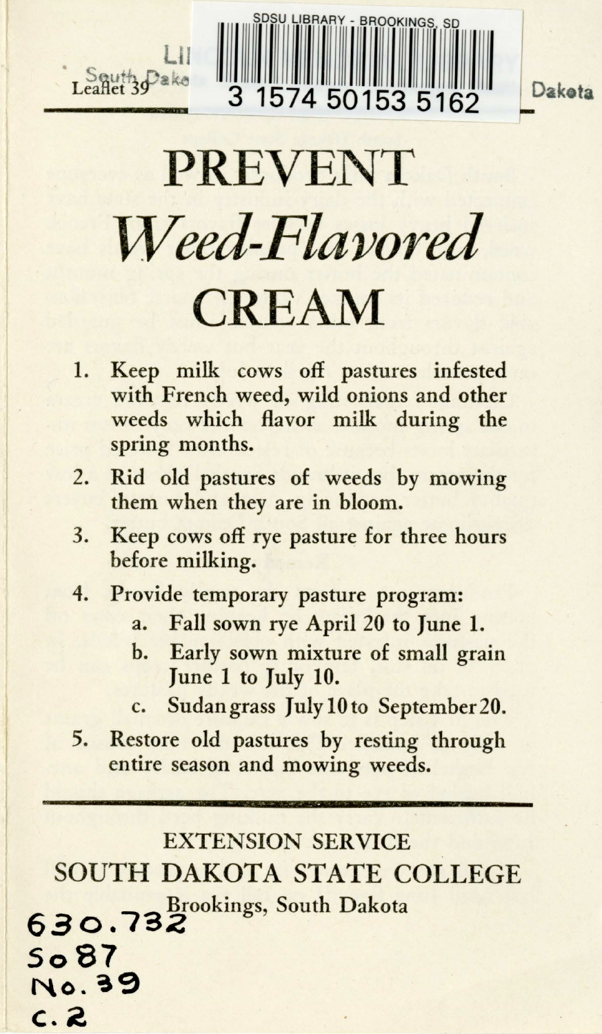Leaflet 39

South Dakota

# PREVENT *Weed-Flavored* CREAM

1. Keep milk cows off pastures infested with French weed, wild onions and other weeds which flavor milk during the spring months.
2. Rid old pastures of weeds by mowing them when they are in bloom.
3. Keep cows off rye pasture for three hours before milking.
4. Provide temporary pasture program:
   a. Fall sown rye April 20 to June 1.
   b. Early sown mixture of small grain June 1 to July 10.
   c. Sudan grass July 10 to September 20.
5. Restore old pastures by resting through entire season and mowing weeds.

---

EXTENSION SERVICE
SOUTH DAKOTA STATE COLLEGE
Brookings, South Dakota

630.732
So87
No. 39
c. 2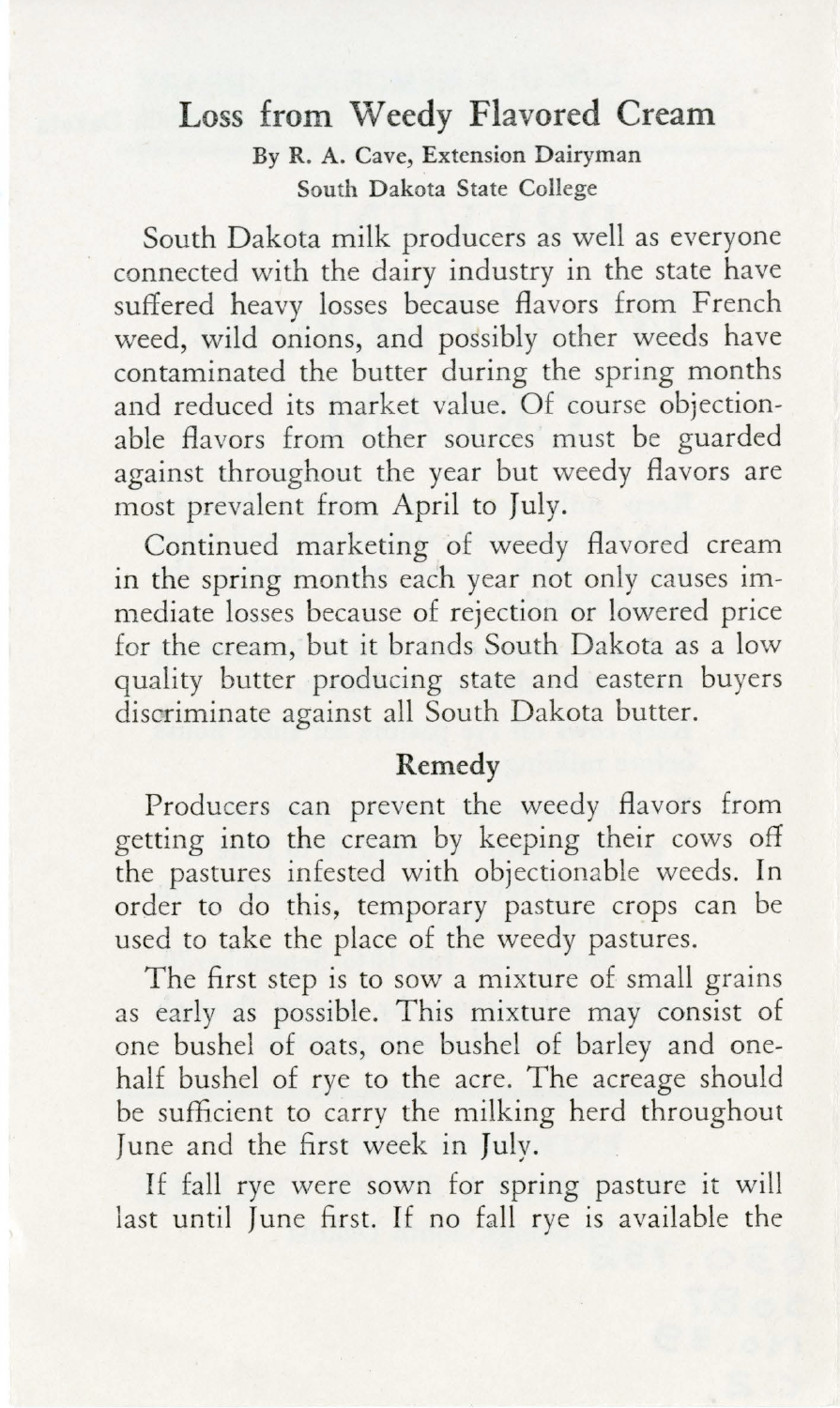# Loss from Weedy Flavored Cream

By R. A. Cave, Extension Dairyman
South Dakota State College

South Dakota milk producers as well as everyone connected with the dairy industry in the state have suffered heavy losses because flavors from French weed, wild onions, and possibly other weeds have contaminated the butter during the spring months and reduced its market value. Of course objectionable flavors from other sources must be guarded against throughout the year but weedy flavors are most prevalent from April to July.

Continued marketing of weedy flavored cream in the spring months each year not only causes immediate losses because of rejection or lowered price for the cream, but it brands South Dakota as a low quality butter producing state and eastern buyers discriminate against all South Dakota butter.

## Remedy

Producers can prevent the weedy flavors from getting into the cream by keeping their cows off the pastures infested with objectionable weeds. In order to do this, temporary pasture crops can be used to take the place of the weedy pastures.

The first step is to sow a mixture of small grains as early as possible. This mixture may consist of one bushel of oats, one bushel of barley and one-half bushel of rye to the acre. The acreage should be sufficient to carry the milking herd throughout June and the first week in July.

If fall rye were sown for spring pasture it will last until June first. If no fall rye is available the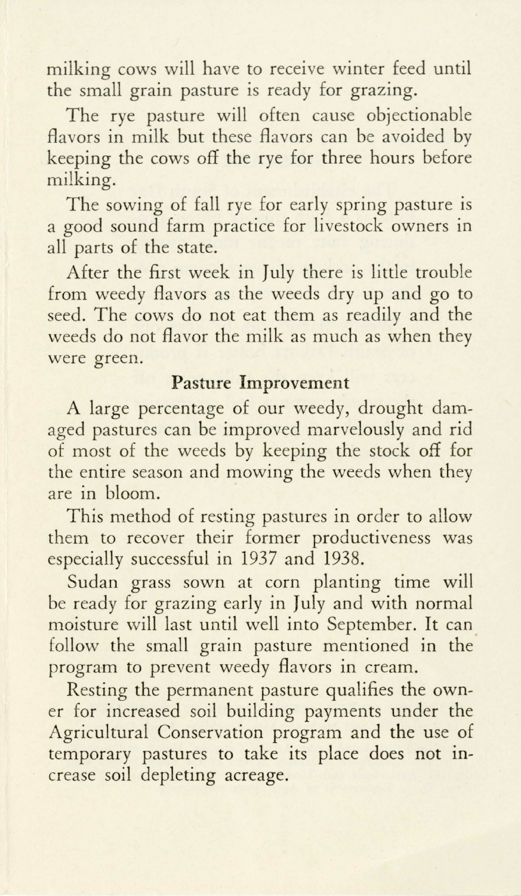milking cows will have to receive winter feed until the small grain pasture is ready for grazing.

The rye pasture will often cause objectionable flavors in milk but these flavors can be avoided by keeping the cows off the rye for three hours before milking.

The sowing of fall rye for early spring pasture is a good sound farm practice for livestock owners in all parts of the state.

After the first week in July there is little trouble from weedy flavors as the weeds dry up and go to seed. The cows do not eat them as readily and the weeds do not flavor the milk as much as when they were green.

### Pasture Improvement

A large percentage of our weedy, drought damaged pastures can be improved marvelously and rid of most of the weeds by keeping the stock off for the entire season and mowing the weeds when they are in bloom.

This method of resting pastures in order to allow them to recover their former productiveness was especially successful in 1937 and 1938.

Sudan grass sown at corn planting time will be ready for grazing early in July and with normal moisture will last until well into September. It can follow the small grain pasture mentioned in the program to prevent weedy flavors in cream.

Resting the permanent pasture qualifies the owner for increased soil building payments under the Agricultural Conservation program and the use of temporary pastures to take its place does not increase soil depleting acreage.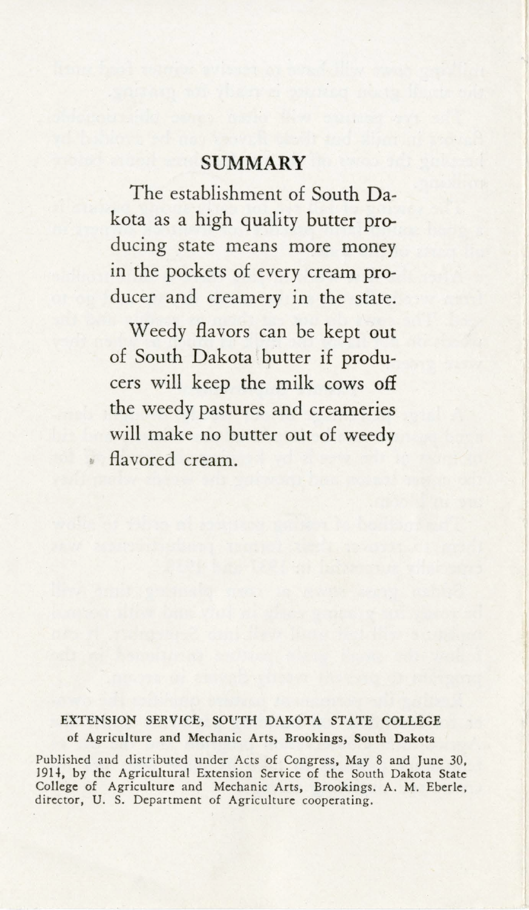## SUMMARY

The establishment of South Dakota as a high quality butter producing state means more money in the pockets of every cream producer and creamery in the state.

Weedy flavors can be kept out of South Dakota butter if producers will keep the milk cows off the weedy pastures and creameries will make no butter out of weedy flavored cream.

EXTENSION SERVICE, SOUTH DAKOTA STATE COLLEGE
of Agriculture and Mechanic Arts, Brookings, South Dakota

Published and distributed under Acts of Congress, May 8 and June 30, 1914, by the Agricultural Extension Service of the South Dakota State College of Agriculture and Mechanic Arts, Brookings. A. M. Eberle, director, U. S. Department of Agriculture cooperating.